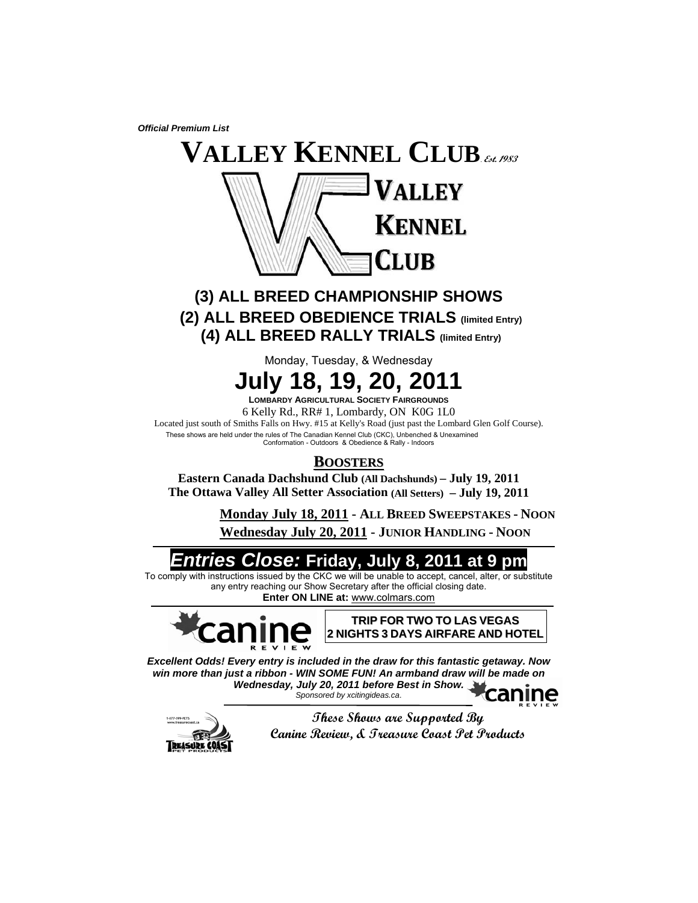*Official Premium List*

# VALLEY KENNEL CLUB *Est. 1983*

VALLEY
KENNEL
CLUB

## (3) ALL BREED CHAMPIONSHIP SHOWS
## (2) ALL BREED OBEDIENCE TRIALS (limited Entry)
## (4) ALL BREED RALLY TRIALS (limited Entry)

Monday, Tuesday, & Wednesday

# July 18, 19, 20, 2011

**LOMBARDY AGRICULTURAL SOCIETY FAIRGROUNDS**

6 Kelly Rd., RR# 1, Lombardy, ON K0G 1L0

Located just south of Smiths Falls on Hwy. #15 at Kelly's Road (just past the Lombard Glen Golf Course).

These shows are held under the rules of The Canadian Kennel Club (CKC), Unbenched & Unexamined
Conformation - Outdoors & Obedience & Rally - Indoors

## BOOSTERS

**Eastern Canada Dachshund Club (All Dachshunds) – July 19, 2011**
**The Ottawa Valley All Setter Association (All Setters) – July 19, 2011**

**Monday July 18, 2011 - ALL BREED SWEEPSTAKES - NOON**
**Wednesday July 20, 2011 - JUNIOR HANDLING - NOON**

## *Entries Close:* Friday, July 8, 2011 at 9 pm

To comply with instructions issued by the CKC we will be unable to accept, cancel, alter, or substitute any entry reaching our Show Secretary after the official closing date.

**Enter ON LINE at:** www.colmars.com

canine REVIEW

**TRIP FOR TWO TO LAS VEGAS**
**2 NIGHTS 3 DAYS AIRFARE AND HOTEL**

***Excellent Odds! Every entry is included in the draw for this fantastic getaway. Now win more than just a ribbon - WIN SOME FUN! An armband draw will be made on Wednesday, July 20, 2011 before Best in Show.***

*Sponsored by xcitingideas.ca.*

canine REVIEW

1-877-199-PETS
www.treasurecoast.ca
TREASURE COAST PET PRODUCTS

***These Shows are Supported By***
***Canine Review, & Treasure Coast Pet Products***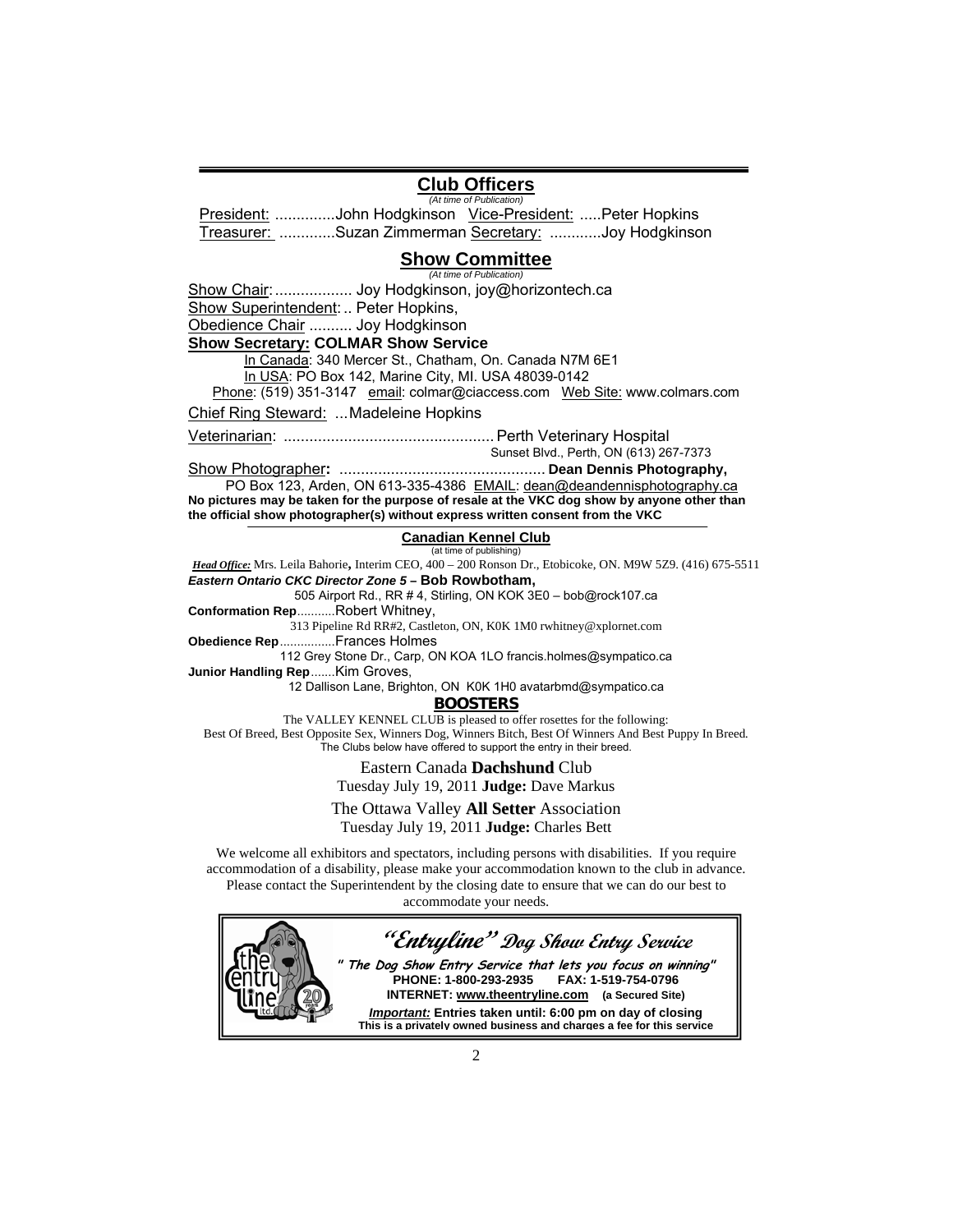## Club Officers

*(At time of Publication)*

President: ..............John Hodgkinson Vice-President: .....Peter Hopkins
Treasurer: .............Suzan Zimmerman Secretary: ............Joy Hodgkinson

## Show Committee

*(At time of Publication)*

Show Chair: .................. Joy Hodgkinson, joy@horizontech.ca
Show Superintendent: .. Peter Hopkins,
Obedience Chair .......... Joy Hodgkinson
**Show Secretary: COLMAR Show Service**
In Canada: 340 Mercer St., Chatham, On. Canada N7M 6E1
In USA: PO Box 142, Marine City, MI. USA 48039-0142
Phone: (519) 351-3147 email: colmar@ciaccess.com Web Site: www.colmars.com

Chief Ring Steward: ...Madeleine Hopkins

Veterinarian: ................................................ Perth Veterinary Hospital
Sunset Blvd., Perth, ON (613) 267-7373

Show Photographer**:** ................................................ **Dean Dennis Photography,**
PO Box 123, Arden, ON 613-335-4386 EMAIL: dean@deandennisphotography.ca

**No pictures may be taken for the purpose of resale at the VKC dog show by anyone other than the official show photographer(s) without express written consent from the VKC**

### Canadian Kennel Club

(at time of publishing)

***Head Office:*** Mrs. Leila Bahorie**,** Interim CEO, 400 – 200 Ronson Dr., Etobicoke, ON. M9W 5Z9. (416) 675-5511
***Eastern Ontario CKC Director Zone 5 –*** **Bob Rowbotham,**
505 Airport Rd., RR # 4, Stirling, ON KOK 3E0 – bob@rock107.ca
**Conformation Rep**...........Robert Whitney,
313 Pipeline Rd RR#2, Castleton, ON, K0K 1M0 rwhitney@xplornet.com
**Obedience Rep**................Frances Holmes
112 Grey Stone Dr., Carp, ON KOA 1LO francis.holmes@sympatico.ca
**Junior Handling Rep**.......Kim Groves,
12 Dallison Lane, Brighton, ON K0K 1H0 avatarbmd@sympatico.ca

### BOOSTERS

The VALLEY KENNEL CLUB is pleased to offer rosettes for the following:
Best Of Breed, Best Opposite Sex, Winners Dog, Winners Bitch, Best Of Winners And Best Puppy In Breed.
The Clubs below have offered to support the entry in their breed.

Eastern Canada **Dachshund** Club
Tuesday July 19, 2011 **Judge:** Dave Markus

The Ottawa Valley **All Setter** Association
Tuesday July 19, 2011 **Judge:** Charles Bett

We welcome all exhibitors and spectators, including persons with disabilities. If you require accommodation of a disability, please make your accommodation known to the club in advance. Please contact the Superintendent by the closing date to ensure that we can do our best to accommodate your needs.

***"Entryline" Dog Show Entry Service***

*" The Dog Show Entry Service that lets you focus on winning"*
**PHONE: 1-800-293-2935 FAX: 1-519-754-0796**
**INTERNET: www.theentryline.com (a Secured Site)**
***Important:*** **Entries taken until: 6:00 pm on day of closing**
**This is a privately owned business and charges a fee for this service**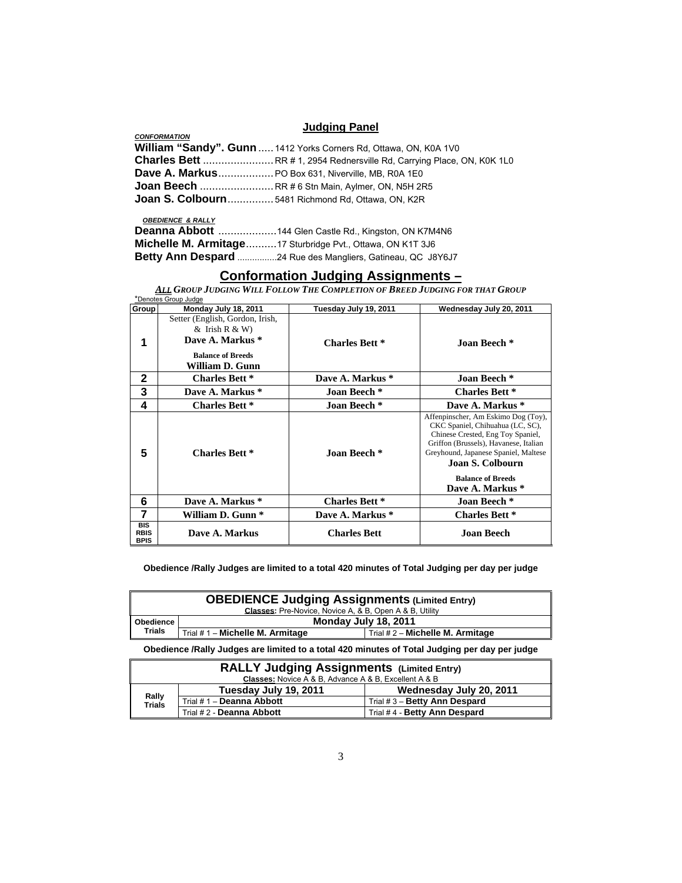## Judging Panel

***CONFORMATION***

**William "Sandy". Gunn** ..... 1412 Yorks Corners Rd, Ottawa, ON, K0A 1V0
**Charles Bett** ....................... RR # 1, 2954 Rednersville Rd, Carrying Place, ON, K0K 1L0
**Dave A. Markus** ................. PO Box 631, Niverville, MB, R0A 1E0
**Joan Beech** ........................ RR # 6 Stn Main, Aylmer, ON, N5H 2R5
**Joan S. Colbourn** .............. 5481 Richmond Rd, Ottawa, ON, K2R

***OBEDIENCE & RALLY***

**Deanna Abbott** .................. 144 Glen Castle Rd., Kingston, ON K7M4N6
**Michelle M. Armitage** .......... 17 Sturbridge Pvt., Ottawa, ON K1T 3J6
**Betty Ann Despard** ................ 24 Rue des Mangliers, Gatineau, QC J8Y6J7

## Conformation Judging Assignments –

***ALL GROUP JUDGING WILL FOLLOW THE COMPLETION OF BREED JUDGING FOR THAT GROUP***

*Denotes Group Judge

| Group | Monday July 18, 2011 | Tuesday July 19, 2011 | Wednesday July 20, 2011 |
|---|---|---|---|
| 1 | Setter (English, Gordon, Irish, & Irish R & W) **Dave A. Markus \*** **Balance of Breeds** **William D. Gunn** | **Charles Bett \*** | **Joan Beech \*** |
| 2 | **Charles Bett \*** | **Dave A. Markus \*** | **Joan Beech \*** |
| 3 | **Dave A. Markus \*** | **Joan Beech \*** | **Charles Bett \*** |
| 4 | **Charles Bett \*** | **Joan Beech \*** | **Dave A. Markus \*** |
| 5 | **Charles Bett \*** | **Joan Beech \*** | Affenpinscher, Am Eskimo Dog (Toy), CKC Spaniel, Chihuahua (LC, SC), Chinese Crested, Eng Toy Spaniel, Griffon (Brussels), Havanese, Italian Greyhound, Japanese Spaniel, Maltese **Joan S. Colbourn** **Balance of Breeds** **Dave A. Markus \*** |
| 6 | **Dave A. Markus \*** | **Charles Bett \*** | **Joan Beech \*** |
| 7 | **William D. Gunn \*** | **Dave A. Markus \*** | **Charles Bett \*** |
| BIS RBIS BPIS | **Dave A. Markus** | **Charles Bett** | **Joan Beech** |

**Obedience /Rally Judges are limited to a total 420 minutes of Total Judging per day per judge**

| **OBEDIENCE Judging Assignments (Limited Entry)** Classes: Pre-Novice, Novice A, & B, Open A & B, Utility | | |
|---|---|---|
| **Obedience Trials** | **Monday July 18, 2011** | |
| | Trial # 1 – **Michelle M. Armitage** | Trial # 2 – **Michelle M. Armitage** |

**Obedience /Rally Judges are limited to a total 420 minutes of Total Judging per day per judge**

| **RALLY Judging Assignments (Limited Entry)** Classes: Novice A & B, Advance A & B, Excellent A & B | | |
|---|---|---|
| **Rally Trials** | **Tuesday July 19, 2011** | **Wednesday July 20, 2011** |
| | Trial # 1 – **Deanna Abbott** | Trial # 3 – **Betty Ann Despard** |
| | Trial # 2 - **Deanna Abbott** | Trial # 4 - **Betty Ann Despard** |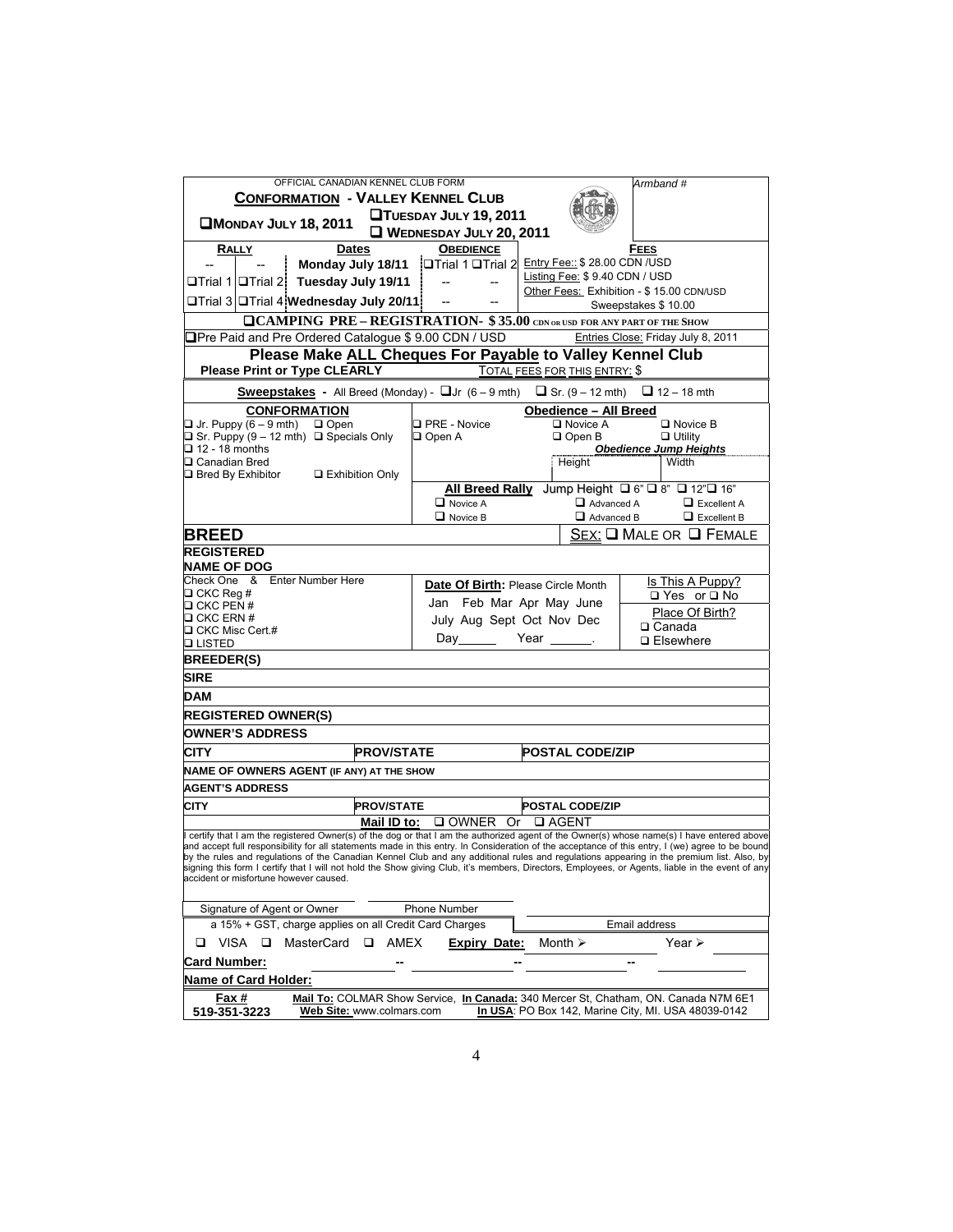OFFICIAL CANADIAN KENNEL CLUB FORM

Armband #

## CONFORMATION - VALLEY KENNEL CLUB

❑ MONDAY JULY 18, 2011 ❑ TUESDAY JULY 19, 2011 ❑ WEDNESDAY JULY 20, 2011

| RALLY | | Dates | OBEDIENCE | | FEES |
|---|---|---|---|---|---|
| -- | -- | Monday July 18/11 | ❑Trial 1 | ❑Trial 2 | Entry Fee:: $ 28.00 CDN /USD |
| ❑Trial 1 | ❑Trial 2 | Tuesday July 19/11 | -- | -- | Listing Fee: $ 9.40 CDN / USD |
| ❑Trial 3 | ❑Trial 4 | Wednesday July 20/11 | -- | -- | Other Fees: Exhibition - $ 15.00 CDN/USD Sweepstakes $ 10.00 |

❑CAMPING PRE – REGISTRATION- $ 35.00 CDN OR USD FOR ANY PART OF THE SHOW

❑Pre Paid and Pre Ordered Catalogue $ 9.00 CDN / USD — Entries Close: Friday July 8, 2011

**Please Make ALL Cheques For Payable to Valley Kennel Club**

**Please Print or Type CLEARLY** — TOTAL FEES FOR THIS ENTRY: $

**Sweepstakes** - All Breed (Monday) - ❑Jr (6 – 9 mth) ❑ Sr. (9 – 12 mth) ❑ 12 – 18 mth

| CONFORMATION | | Obedience – All Breed | |
|---|---|---|---|
| ❑ Jr. Puppy (6 – 9 mth) ❑ Open | ❑ PRE - Novice | ❑ Novice A | ❑ Novice B |
| ❑ Sr. Puppy (9 – 12 mth) ❑ Specials Only | ❑ Open A | ❑ Open B | ❑ Utility |
| ❑ 12 - 18 months | | *Obedience Jump Heights* | |
| ❑ Canadian Bred | | Height | Width |
| ❑ Bred By Exhibitor ❑ Exhibition Only | | | |

**All Breed Rally** Jump Height ❑ 6" ❑ 8" ❑ 12" ❑ 16"

| ❑ Novice A | ❑ Advanced A | ❑ Excellent A |
|---|---|---|
| ❑ Novice B | ❑ Advanced B | ❑ Excellent B |

**BREED** — SEX: ❑ MALE OR ❑ FEMALE

**REGISTERED NAME OF DOG**

| Check One & Enter Number Here | Date Of Birth: Please Circle Month | Is This A Puppy? |
|---|---|---|
| ❑ CKC Reg # | Jan Feb Mar Apr May June | ❑ Yes or ❑ No |
| ❑ CKC PEN # | July Aug Sept Oct Nov Dec | Place Of Birth? |
| ❑ CKC ERN # | Day______ Year ______. | ❑ Canada |
| ❑ CKC Misc Cert.# | | ❑ Elsewhere |
| ❑ LISTED | | |

**BREEDER(S)**

**SIRE**

**DAM**

**REGISTERED OWNER(S)**

**OWNER'S ADDRESS**

**CITY** — **PROV/STATE** — **POSTAL CODE/ZIP**

**NAME OF OWNERS AGENT (IF ANY) AT THE SHOW**

**AGENT'S ADDRESS**

**CITY** — **PROV/STATE** — **POSTAL CODE/ZIP**

**Mail ID to:** ❑ OWNER Or ❑ AGENT

I certify that I am the registered Owner(s) of the dog or that I am the authorized agent of the Owner(s) whose name(s) I have entered above and accept full responsibility for all statements made in this entry. In Consideration of the acceptance of this entry, I (we) agree to be bound by the rules and regulations of the Canadian Kennel Club and any additional rules and regulations appearing in the premium list. Also, by signing this form I certify that I will not hold the Show giving Club, it's members, Directors, Employees, or Agents, liable in the event of any accident or misfortune however caused.

Signature of Agent or Owner — Phone Number — Email address

a 15% + GST, charge applies on all Credit Card Charges

❑ VISA ❑ MasterCard ❑ AMEX **Expiry Date:** Month ➢ Year ➢

**Card Number:** -- -- --

**Name of Card Holder:**

**Fax #** 519-351-3223

**Mail To:** COLMAR Show Service, **In Canada:** 340 Mercer St, Chatham, ON. Canada N7M 6E1

**Web Site:** www.colmars.com **In USA**: PO Box 142, Marine City, MI. USA 48039-0142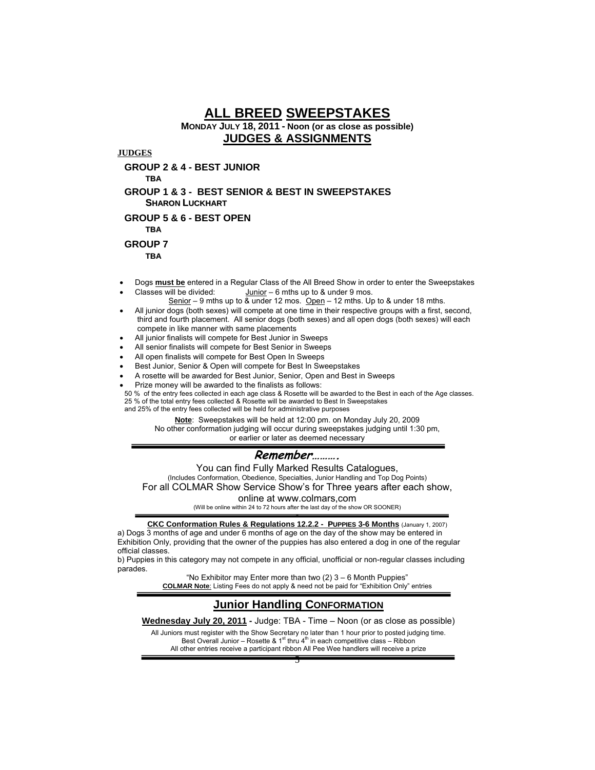# **ALL BREED SWEEPSTAKES**

**MONDAY JULY 18, 2011 - Noon (or as close as possible)**

## **JUDGES & ASSIGNMENTS**

**JUDGES**

**GROUP 2 & 4 - BEST JUNIOR**
**TBA**

**GROUP 1 & 3 - BEST SENIOR & BEST IN SWEEPSTAKES**
**SHARON LUCKHART**

**GROUP 5 & 6 - BEST OPEN**
**TBA**

**GROUP 7**
**TBA**

- Dogs **must be** entered in a Regular Class of the All Breed Show in order to enter the Sweepstakes
- Classes will be divided: Junior – 6 mths up to & under 9 mos.
  Senior – 9 mths up to & under 12 mos. Open – 12 mths. Up to & under 18 mths.
- All junior dogs (both sexes) will compete at one time in their respective groups with a first, second, third and fourth placement. All senior dogs (both sexes) and all open dogs (both sexes) will each compete in like manner with same placements
- All junior finalists will compete for Best Junior in Sweeps
- All senior finalists will compete for Best Senior in Sweeps
- All open finalists will compete for Best Open In Sweeps
- Best Junior, Senior & Open will compete for Best In Sweepstakes
- A rosette will be awarded for Best Junior, Senior, Open and Best in Sweeps
- Prize money will be awarded to the finalists as follows:

50 % of the entry fees collected in each age class & Rosette will be awarded to the Best in each of the Age classes.
25 % of the total entry fees collected & Rosette will be awarded to Best In Sweepstakes
and 25% of the entry fees collected will be held for administrative purposes

**Note**: Sweepstakes will be held at 12:00 pm. on Monday July 20, 2009
No other conformation judging will occur during sweepstakes judging until 1:30 pm,
or earlier or later as deemed necessary

---

***Remember……….***

You can find Fully Marked Results Catalogues,
(Includes Conformation, Obedience, Specialties, Junior Handling and Top Dog Points)
For all COLMAR Show Service Show's for Three years after each show,
online at www.colmars,com
(Will be online within 24 to 72 hours after the last day of the show OR SOONER)

---

**CKC Conformation Rules & Regulations 12.2.2 - PUPPIES 3-6 Months** (January 1, 2007)

a) Dogs 3 months of age and under 6 months of age on the day of the show may be entered in Exhibition Only, providing that the owner of the puppies has also entered a dog in one of the regular official classes.

b) Puppies in this category may not compete in any official, unofficial or non-regular classes including parades.

"No Exhibitor may Enter more than two (2) 3 – 6 Month Puppies"
**COLMAR Note**: Listing Fees do not apply & need not be paid for "Exhibition Only" entries

---

## **Junior Handling CONFORMATION**

**Wednesday July 20, 2011 -** Judge: TBA - Time – Noon (or as close as possible)

All Juniors must register with the Show Secretary no later than 1 hour prior to posted judging time.
Best Overall Junior – Rosette & 1st thru 4th in each competitive class – Ribbon
All other entries receive a participant ribbon All Pee Wee handlers will receive a prize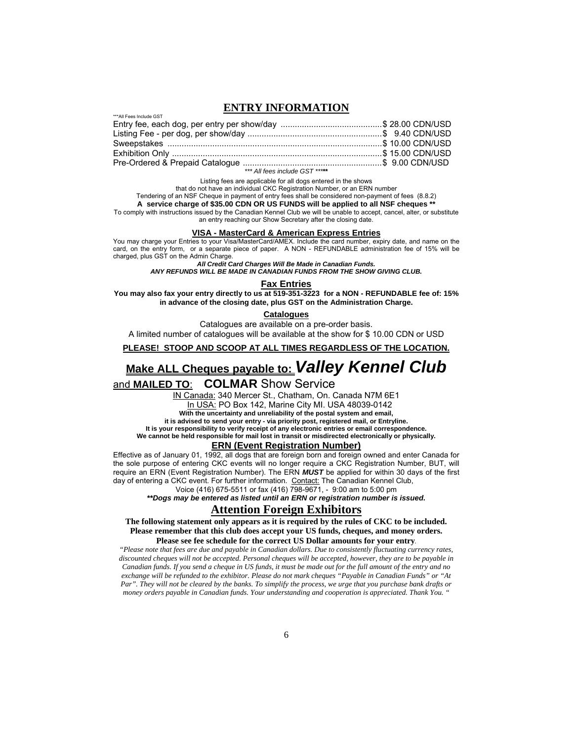# ENTRY INFORMATION

***All Fees Include GST

| | |
|---|---|
| Entry fee, each dog, per entry per show/day | $ 28.00 CDN/USD |
| Listing Fee - per dog, per show/day | $ 9.40 CDN/USD |
| Sweepstakes | $ 10.00 CDN/USD |
| Exhibition Only | $ 15.00 CDN/USD |
| Pre-Ordered & Prepaid Catalogue | $ 9.00 CDN/USD |

*** All fees include GST *****

Listing fees are applicable for all dogs entered in the shows that do not have an individual CKC Registration Number, or an ERN number

Tendering of an NSF Cheque in payment of entry fees shall be considered non-payment of fees (8.8.2)

**A service charge of $35.00 CDN OR US FUNDS will be applied to all NSF cheques ****

To comply with instructions issued by the Canadian Kennel Club we will be unable to accept, cancel, alter, or substitute an entry reaching our Show Secretary after the closing date.

## VISA - MasterCard & American Express Entries

You may charge your Entries to your Visa/MasterCard/AMEX. Include the card number, expiry date, and name on the card, on the entry form, or a separate piece of paper. A NON - REFUNDABLE administration fee of 15% will be charged, plus GST on the Admin Charge.

***All Credit Card Charges Will Be Made in Canadian Funds.***

***ANY REFUNDS WILL BE MADE IN CANADIAN FUNDS FROM THE SHOW GIVING CLUB.***

## Fax Entries

**You may also fax your entry directly to us at 519-351-3223 for a NON - REFUNDABLE fee of: 15% in advance of the closing date, plus GST on the Administration Charge.**

## Catalogues

Catalogues are available on a pre-order basis.

A limited number of catalogues will be available at the show for $ 10.00 CDN or USD

**PLEASE! STOOP AND SCOOP AT ALL TIMES REGARDLESS OF THE LOCATION.**

## Make ALL Cheques payable to: *Valley Kennel Club*

and **MAILED TO**: **COLMAR** Show Service

IN Canada: 340 Mercer St., Chatham, On. Canada N7M 6E1

In USA: PO Box 142, Marine City MI. USA 48039-0142

**With the uncertainty and unreliability of the postal system and email, it is advised to send your entry - via priority post, registered mail, or Entryline. It is your responsibility to verify receipt of any electronic entries or email correspondence. We cannot be held responsible for mail lost in transit or misdirected electronically or physically.**

## ERN (Event Registration Number)

Effective as of January 01, 1992, all dogs that are foreign born and foreign owned and enter Canada for the sole purpose of entering CKC events will no longer require a CKC Registration Number, BUT, will require an ERN (Event Registration Number). The ERN ***MUST*** be applied for within 30 days of the first day of entering a CKC event. For further information. Contact: The Canadian Kennel Club, Voice (416) 675-5511 or fax (416) 798-9671, - 9:00 am to 5:00 pm

***\*\*Dogs may be entered as listed until an ERN or registration number is issued.***

## Attention Foreign Exhibitors

**The following statement only appears as it is required by the rules of CKC to be included. Please remember that this club does accept your US funds, cheques, and money orders. Please see fee schedule for the correct US Dollar amounts for your entry.**

*"Please note that fees are due and payable in Canadian dollars. Due to consistently fluctuating currency rates, discounted cheques will not be accepted. Personal cheques will be accepted, however, they are to be payable in Canadian funds. If you send a cheque in US funds, it must be made out for the full amount of the entry and no exchange will be refunded to the exhibitor. Please do not mark cheques "Payable in Canadian Funds" or "At Par". They will not be cleared by the banks. To simplify the process, we urge that you purchase bank drafts or money orders payable in Canadian funds. Your understanding and cooperation is appreciated. Thank You. "*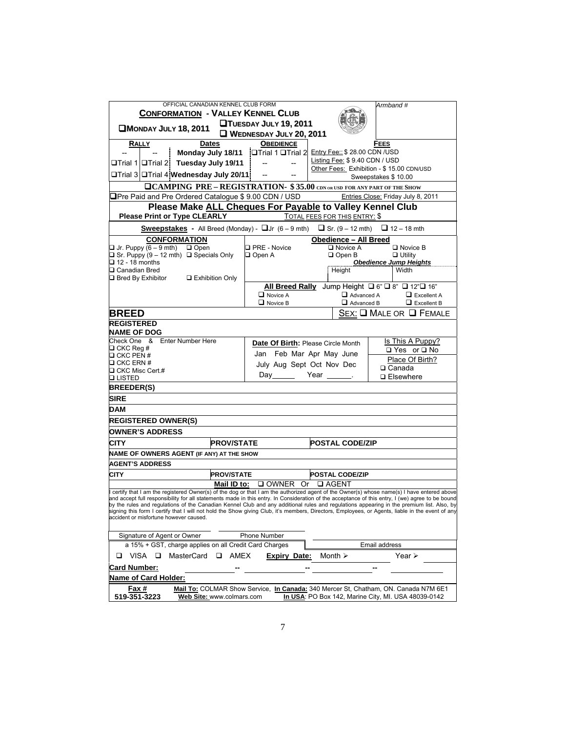OFFICIAL CANADIAN KENNEL CLUB FORM

**CONFORMATION - VALLEY KENNEL CLUB**

*Armband #*

❑ **MONDAY JULY 18, 2011** ❑ **TUESDAY JULY 19, 2011** ❑ **WEDNESDAY JULY 20, 2011**

| RALLY | | Dates | OBEDIENCE | | FEES |
|---|---|---|---|---|---|
| -- | -- | Monday July 18/11 | ❑Trial 1 | ❑Trial 2 | Entry Fee:: $ 28.00 CDN /USD |
| ❑Trial 1 | ❑Trial 2 | Tuesday July 19/11 | -- | -- | Listing Fee: $ 9.40 CDN / USD |
| ❑Trial 3 | ❑Trial 4 | Wednesday July 20/11 | -- | -- | Other Fees: Exhibition - $ 15.00 CDN/USD Sweepstakes $ 10.00 |

❑**CAMPING PRE – REGISTRATION- $35.00 CDN OR USD FOR ANY PART OF THE SHOW**

❑Pre Paid and Pre Ordered Catalogue $ 9.00 CDN / USD — Entries Close: Friday July 8, 2011

**Please Make ALL Cheques For Payable to Valley Kennel Club**

**Please Print or Type CLEARLY** — TOTAL FEES FOR THIS ENTRY: $

**Sweepstakes** - All Breed (Monday) - ❑Jr (6 – 9 mth) ❑ Sr. (9 – 12 mth) ❑ 12 – 18 mth

**CONFORMATION**
- ❑ Jr. Puppy (6 – 9 mth) ❑ Open
- ❑ Sr. Puppy (9 – 12 mth) ❑ Specials Only
- ❑ 12 - 18 months
- ❑ Canadian Bred
- ❑ Bred By Exhibitor ❑ Exhibition Only

**Obedience – All Breed**
- ❑ PRE - Novice ❑ Novice A ❑ Novice B
- ❑ Open A ❑ Open B ❑ Utility

*Obedience Jump Heights*: Height ____ Width ____

**All Breed Rally** Jump Height ❑ 6" ❑ 8" ❑ 12" ❑ 16"
- ❑ Novice A ❑ Advanced A ❑ Excellent A
- ❑ Novice B ❑ Advanced B ❑ Excellent B

**BREED** — SEX: ❑ MALE OR ❑ FEMALE

**REGISTERED NAME OF DOG**

Check One & Enter Number Here
- ❑ CKC Reg #
- ❑ CKC PEN #
- ❑ CKC ERN #
- ❑ CKC Misc Cert.#
- ❑ LISTED

**Date Of Birth:** Please Circle Month
Jan Feb Mar Apr May June
July Aug Sept Oct Nov Dec
Day______ Year ______.

Is This A Puppy? ❑ Yes or ❑ No

Place Of Birth? ❑ Canada ❑ Elsewhere

**BREEDER(S)**

**SIRE**

**DAM**

**REGISTERED OWNER(S)**

**OWNER'S ADDRESS**

**CITY** **PROV/STATE** **POSTAL CODE/ZIP**

**NAME OF OWNERS AGENT (IF ANY) AT THE SHOW**

**AGENT'S ADDRESS**

**CITY** **PROV/STATE** **POSTAL CODE/ZIP**

**Mail ID to:** ❑ OWNER Or ❑ AGENT

I certify that I am the registered Owner(s) of the dog or that I am the authorized agent of the Owner(s) whose name(s) I have entered above and accept full responsibility for all statements made in this entry. In Consideration of the acceptance of this entry, I (we) agree to be bound by the rules and regulations of the Canadian Kennel Club and any additional rules and regulations appearing in the premium list. Also, by signing this form I certify that I will not hold the Show giving Club, it's members, Directors, Employees, or Agents, liable in the event of any accident or misfortune however caused.

Signature of Agent or Owner ____ Phone Number ____

a 15% + GST, charge applies on all Credit Card Charges — Email address

❑ VISA ❑ MasterCard ❑ AMEX **Expiry Date:** Month ➢ Year ➢

**Card Number:** ____ -- ____ -- ____ -- ____

**Name of Card Holder:**

**Fax #** 519-351-3223 — **Mail To:** COLMAR Show Service, **In Canada:** 340 Mercer St, Chatham, ON. Canada N7M 6E1 — **Web Site:** www.colmars.com — **In USA**: PO Box 142, Marine City, MI. USA 48039-0142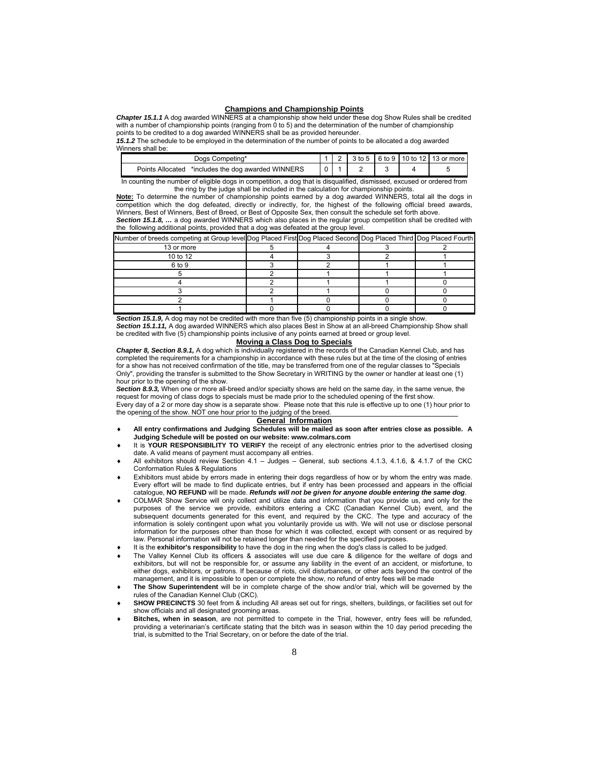## Champions and Championship Points

***Chapter 15.1.1*** A dog awarded WINNERS at a championship show held under these dog Show Rules shall be credited with a number of championship points (ranging from 0 to 5) and the determination of the number of championship points to be credited to a dog awarded WINNERS shall be as provided hereunder.

***15.1.2*** The schedule to be employed in the determination of the number of points to be allocated a dog awarded Winners shall be:

| Dogs Competing* | 1 | 2 | 3 to 5 | 6 to 9 | 10 to 12 | 13 or more |
|---|---|---|---|---|---|---|
| Points Allocated *includes the dog awarded WINNERS | 0 | 1 | 2 | 3 | 4 | 5 |

In counting the number of eligible dogs in competition, a dog that is disqualified, dismissed, excused or ordered from the ring by the judge shall be included in the calculation for championship points.

**Note:** To determine the number of championship points earned by a dog awarded WINNERS, total all the dogs in competition which the dog defeated, directly or indirectly, for, the highest of the following official breed awards, Winners, Best of Winners, Best of Breed, or Best of Opposite Sex, then consult the schedule set forth above.

***Section 15.1.8, …*** a dog awarded WINNERS which also places in the regular group competition shall be credited with the following additional points, provided that a dog was defeated at the group level.

| Number of breeds competing at Group level | Dog Placed First | Dog Placed Second | Dog Placed Third | Dog Placed Fourth |
|---|---|---|---|---|
| 13 or more | 5 | 4 | 3 | 2 |
| 10 to 12 | 4 | 3 | 2 | 1 |
| 6 to 9 | 3 | 2 | 1 | 1 |
| 5 | 2 | 1 | 1 | 1 |
| 4 | 2 | 1 | 1 | 0 |
| 3 | 2 | 1 | 0 | 0 |
| 2 | 1 | 0 | 0 | 0 |
| 1 | 0 | 0 | 0 | 0 |

***Section 15.1.9,*** A dog may not be credited with more than five (5) championship points in a single show.

***Section 15.1.11,*** A dog awarded WINNERS which also places Best in Show at an all-breed Championship Show shall be credited with five (5) championship points inclusive of any points earned at breed or group level.

## Moving a Class Dog to Specials

***Chapter 8, Section 8.9.1,*** A dog which is individually registered in the records of the Canadian Kennel Club, and has completed the requirements for a championship in accordance with these rules but at the time of the closing of entries for a show has not received confirmation of the title, may be transferred from one of the regular classes to "Specials Only", providing the transfer is submitted to the Show Secretary in WRITING by the owner or handler at least one (1) hour prior to the opening of the show.

***Section 8.9.3,*** When one or more all-breed and/or specialty shows are held on the same day, in the same venue, the request for moving of class dogs to specials must be made prior to the scheduled opening of the first show.

Every day of a 2 or more day show is a separate show. Please note that this rule is effective up to one (1) hour prior to the opening of the show. NOT one hour prior to the judging of the breed.

## General Information

- **All entry confirmations and Judging Schedules will be mailed as soon after entries close as possible. A Judging Schedule will be posted on our website: www.colmars.com**
- It is **YOUR RESPONSIBILITY TO VERIFY** the receipt of any electronic entries prior to the advertised closing date. A valid means of payment must accompany all entries.
- All exhibitors should review Section 4.1 – Judges – General, sub sections 4.1.3, 4.1.6, & 4.1.7 of the CKC Conformation Rules & Regulations
- Exhibitors must abide by errors made in entering their dogs regardless of how or by whom the entry was made. Every effort will be made to find duplicate entries, but if entry has been processed and appears in the official catalogue, **NO REFUND** will be made. ***Refunds will not be given for anyone double entering the same dog***.
- COLMAR Show Service will only collect and utilize data and information that you provide us, and only for the purposes of the service we provide, exhibitors entering a CKC (Canadian Kennel Club) event, and the subsequent documents generated for this event, and required by the CKC. The type and accuracy of the information is solely contingent upon what you voluntarily provide us with. We will not use or disclose personal information for the purposes other than those for which it was collected, except with consent or as required by law. Personal information will not be retained longer than needed for the specified purposes.
- It is the **exhibitor's responsibility** to have the dog in the ring when the dog's class is called to be judged.
- The Valley Kennel Club its officers & associates will use due care & diligence for the welfare of dogs and exhibitors, but will not be responsible for, or assume any liability in the event of an accident, or misfortune, to either dogs, exhibitors, or patrons. If because of riots, civil disturbances, or other acts beyond the control of the management, and it is impossible to open or complete the show, no refund of entry fees will be made
- **The Show Superintendent** will be in complete charge of the show and/or trial, which will be governed by the rules of the Canadian Kennel Club (CKC).
- **SHOW PRECINCTS** 30 feet from & including All areas set out for rings, shelters, buildings, or facilities set out for show officials and all designated grooming areas.
- **Bitches, when in season**, are not permitted to compete in the Trial, however, entry fees will be refunded, providing a veterinarian's certificate stating that the bitch was in season within the 10 day period preceding the trial, is submitted to the Trial Secretary, on or before the date of the trial.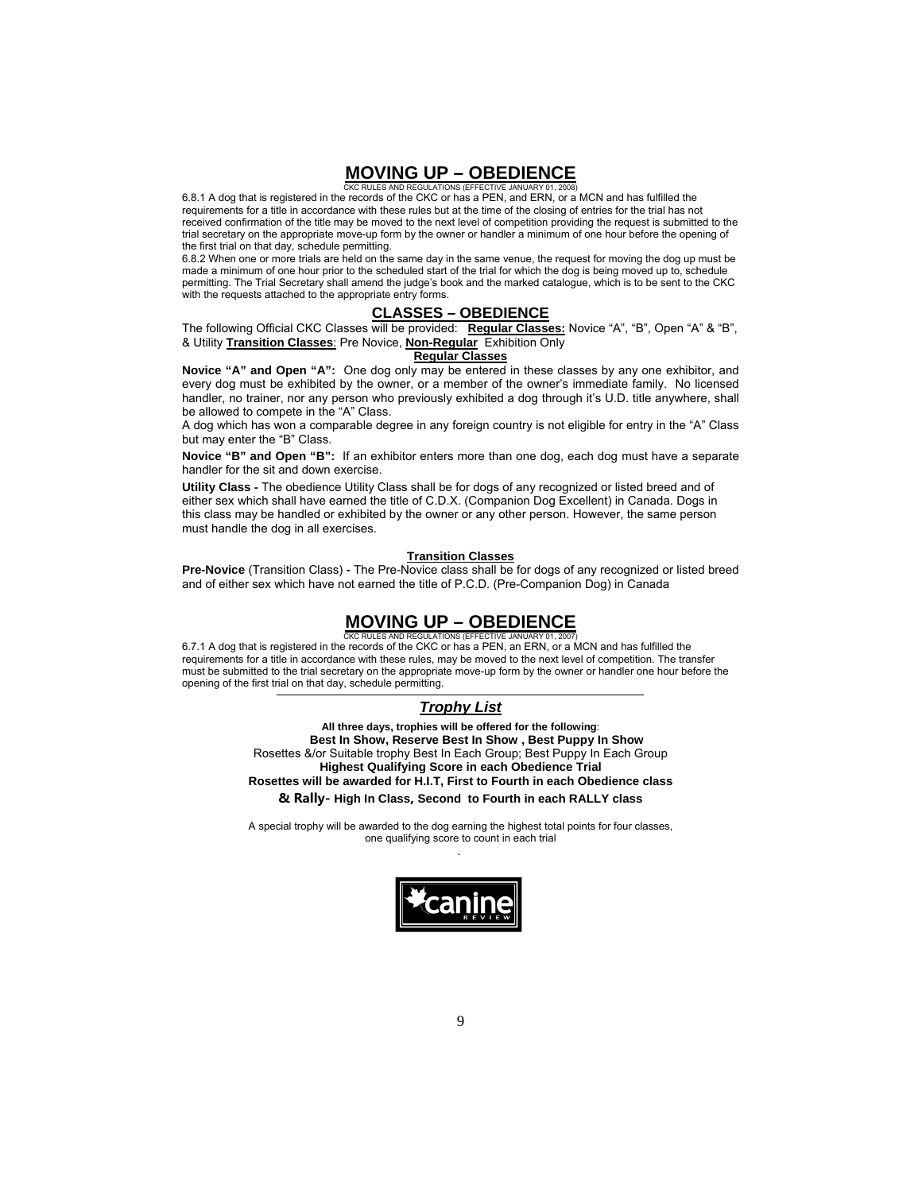# MOVING UP – OBEDIENCE

CKC RULES AND REGULATIONS (EFFECTIVE JANUARY 01, 2008)

6.8.1 A dog that is registered in the records of the CKC or has a PEN, and ERN, or a MCN and has fulfilled the requirements for a title in accordance with these rules but at the time of the closing of entries for the trial has not received confirmation of the title may be moved to the next level of competition providing the request is submitted to the trial secretary on the appropriate move-up form by the owner or handler a minimum of one hour before the opening of the first trial on that day, schedule permitting.

6.8.2 When one or more trials are held on the same day in the same venue, the request for moving the dog up must be made a minimum of one hour prior to the scheduled start of the trial for which the dog is being moved up to, schedule permitting. The Trial Secretary shall amend the judge's book and the marked catalogue, which is to be sent to the CKC with the requests attached to the appropriate entry forms.

## CLASSES – OBEDIENCE

The following Official CKC Classes will be provided: **Regular Classes:** Novice "A", "B", Open "A" & "B", & Utility **Transition Classes**: Pre Novice, **Non-Regular** Exhibition Only

### Regular Classes

**Novice "A" and Open "A":** One dog only may be entered in these classes by any one exhibitor, and every dog must be exhibited by the owner, or a member of the owner's immediate family. No licensed handler, no trainer, nor any person who previously exhibited a dog through it's U.D. title anywhere, shall be allowed to compete in the "A" Class.

A dog which has won a comparable degree in any foreign country is not eligible for entry in the "A" Class but may enter the "B" Class.

**Novice "B" and Open "B":** If an exhibitor enters more than one dog, each dog must have a separate handler for the sit and down exercise.

**Utility Class -** The obedience Utility Class shall be for dogs of any recognized or listed breed and of either sex which shall have earned the title of C.D.X. (Companion Dog Excellent) in Canada. Dogs in this class may be handled or exhibited by the owner or any other person. However, the same person must handle the dog in all exercises.

### Transition Classes

**Pre-Novice** (Transition Class) **-** The Pre-Novice class shall be for dogs of any recognized or listed breed and of either sex which have not earned the title of P.C.D. (Pre-Companion Dog) in Canada

# MOVING UP – OBEDIENCE

CKC RULES AND REGULATIONS (EFFECTIVE JANUARY 01, 2007)

6.7.1 A dog that is registered in the records of the CKC or has a PEN, an ERN, or a MCN and has fulfilled the requirements for a title in accordance with these rules, may be moved to the next level of competition. The transfer must be submitted to the trial secretary on the appropriate move-up form by the owner or handler one hour before the opening of the first trial on that day, schedule permitting.

## *Trophy List*

**All three days, trophies will be offered for the following**:

**Best In Show, Reserve Best In Show , Best Puppy In Show**

Rosettes &/or Suitable trophy Best In Each Group; Best Puppy In Each Group

**Highest Qualifying Score in each Obedience Trial**

**Rosettes will be awarded for H.I.T, First to Fourth in each Obedience class**

**& Rally- High In Class, Second to Fourth in each RALLY class**

A special trophy will be awarded to the dog earning the highest total points for four classes, one qualifying score to count in each trial

canine REVIEW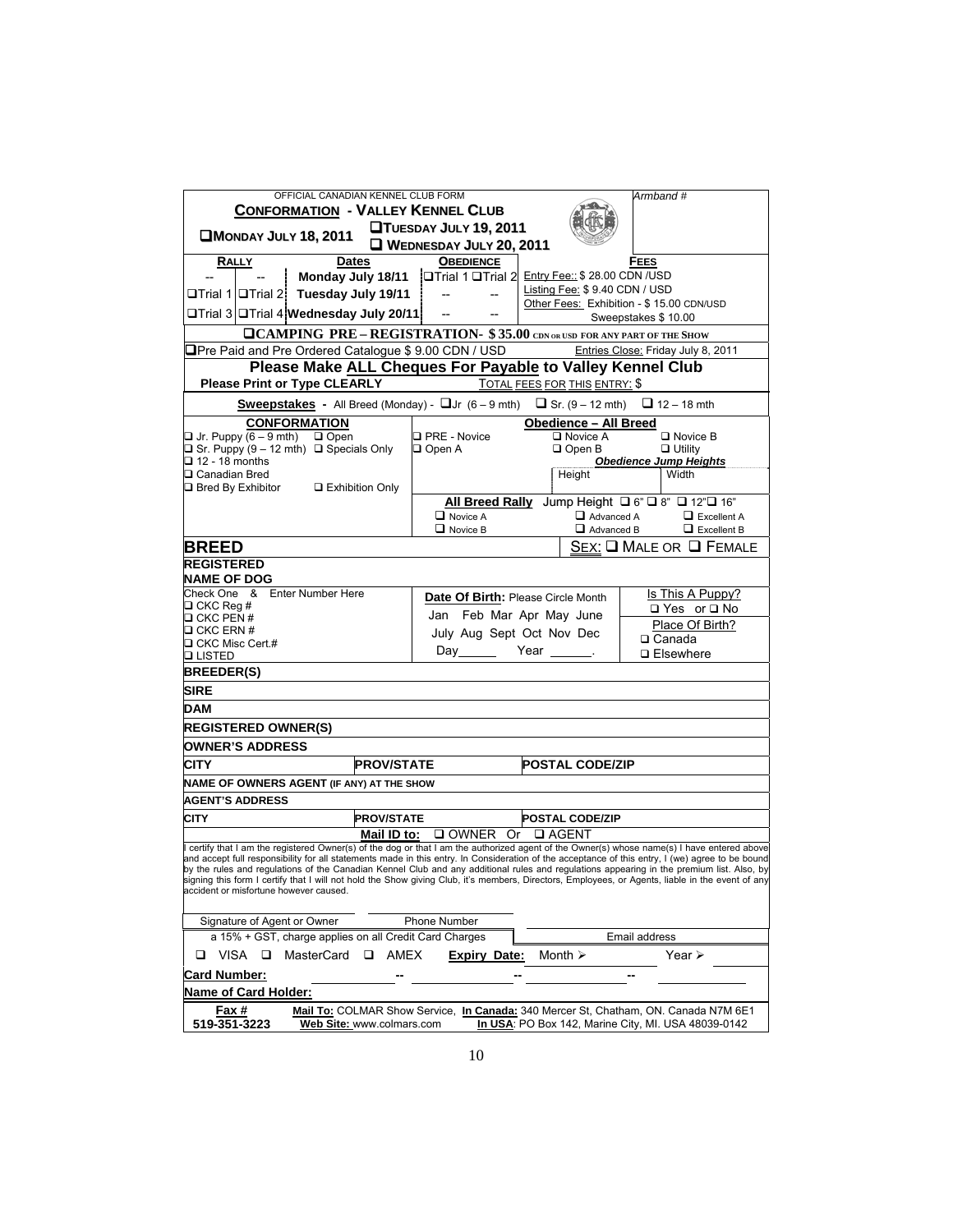OFFICIAL CANADIAN KENNEL CLUB FORM

Armband #

## CONFORMATION - VALLEY KENNEL CLUB

❑ MONDAY JULY 18, 2011

❑ TUESDAY JULY 19, 2011

❑ WEDNESDAY JULY 20, 2011

| RALLY | | Dates | OBEDIENCE | | FEES |
|---|---|---|---|---|---|
| -- | -- | Monday July 18/11 | ❑Trial 1 | ❑Trial 2 | Entry Fee:: $ 28.00 CDN /USD |
| ❑Trial 1 | ❑Trial 2 | Tuesday July 19/11 | -- | -- | Listing Fee: $ 9.40 CDN / USD<br>Other Fees: Exhibition - $ 15.00 CDN/USD |
| ❑Trial 3 | ❑Trial 4 | Wednesday July 20/11 | -- | -- | Sweepstakes $ 10.00 |

❑**CAMPING PRE – REGISTRATION- $ 35.00 CDN OR USD FOR ANY PART OF THE SHOW**

❑Pre Paid and Pre Ordered Catalogue $ 9.00 CDN / USD — Entries Close: Friday July 8, 2011

**Please Make ALL Cheques For Payable to Valley Kennel Club**

**Please Print or Type CLEARLY** — TOTAL FEES FOR THIS ENTRY: $

**Sweepstakes** - All Breed (Monday) - ❑Jr (6 – 9 mth) ❑ Sr. (9 – 12 mth) ❑ 12 – 18 mth

**CONFORMATION**
- ❑ Jr. Puppy (6 – 9 mth) ❑ Open
- ❑ Sr. Puppy (9 – 12 mth) ❑ Specials Only
- ❑ 12 - 18 months
- ❑ Canadian Bred
- ❑ Bred By Exhibitor ❑ Exhibition Only

**Obedience – All Breed**
- ❑ PRE - Novice ❑ Novice A ❑ Novice B
- ❑ Open A ❑ Open B ❑ Utility

***Obedience Jump Heights***
Height — Width

**All Breed Rally** Jump Height ❑ 6" ❑ 8" ❑ 12" ❑ 16"
- ❑ Novice A ❑ Advanced A ❑ Excellent A
- ❑ Novice B ❑ Advanced B ❑ Excellent B

**BREED** — SEX: ❑ MALE OR ❑ FEMALE

**REGISTERED NAME OF DOG**

Check One & Enter Number Here
- ❑ CKC Reg #
- ❑ CKC PEN #
- ❑ CKC ERN #
- ❑ CKC Misc Cert.#
- ❑ LISTED

**Date Of Birth:** Please Circle Month
Jan Feb Mar Apr May June
July Aug Sept Oct Nov Dec
Day______ Year ______.

Is This A Puppy?
❑ Yes or ❑ No

Place Of Birth?
❑ Canada
❑ Elsewhere

**BREEDER(S)**

**SIRE**

**DAM**

**REGISTERED OWNER(S)**

**OWNER'S ADDRESS**

**CITY** **PROV/STATE** **POSTAL CODE/ZIP**

**NAME OF OWNERS AGENT (IF ANY) AT THE SHOW**

**AGENT'S ADDRESS**

**CITY** **PROV/STATE** **POSTAL CODE/ZIP**

**Mail ID to:** ❑ OWNER Or ❑ AGENT

I certify that I am the registered Owner(s) of the dog or that I am the authorized agent of the Owner(s) whose name(s) I have entered above and accept full responsibility for all statements made in this entry. In Consideration of the acceptance of this entry, I (we) agree to be bound by the rules and regulations of the Canadian Kennel Club and any additional rules and regulations appearing in the premium list. Also, by signing this form I certify that I will not hold the Show giving Club, it's members, Directors, Employees, or Agents, liable in the event of any accident or misfortune however caused.

Signature of Agent or Owner — Phone Number

a 15% + GST, charge applies on all Credit Card Charges — Email address

❑ VISA ❑ MasterCard ❑ AMEX **Expiry Date:** Month ➢ Year ➢

**Card Number:** ______ -- ______ -- ______ -- ______

**Name of Card Holder:**

**Fax #** 519-351-3223

**Mail To:** COLMAR Show Service, **In Canada:** 340 Mercer St, Chatham, ON. Canada N7M 6E1

**Web Site:** www.colmars.com **In USA**: PO Box 142, Marine City, MI. USA 48039-0142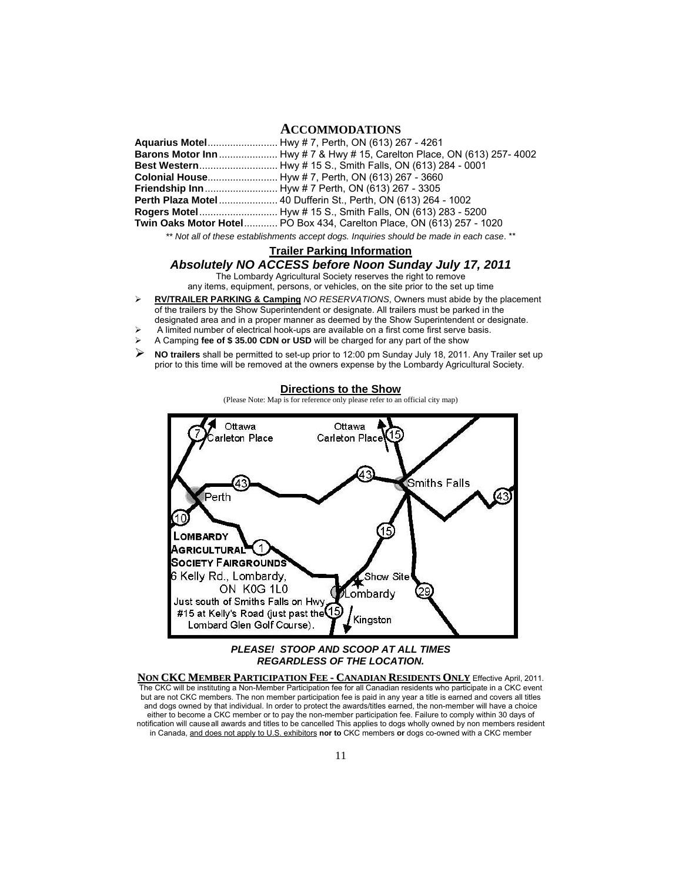## ACCOMMODATIONS

**Aquarius Motel**......................... Hwy # 7, Perth, ON (613) 267 - 4261
**Barons Motor Inn**..................... Hwy # 7 & Hwy # 15, Carelton Place, ON (613) 257- 4002
**Best Western**............................ Hwy # 15 S., Smith Falls, ON (613) 284 - 0001
**Colonial House**......................... Hyw # 7, Perth, ON (613) 267 - 3660
**Friendship Inn**.......................... Hyw # 7 Perth, ON (613) 267 - 3305
**Perth Plaza Motel**..................... 40 Dufferin St., Perth, ON (613) 264 - 1002
**Rogers Motel**............................ Hyw # 15 S., Smith Falls, ON (613) 283 - 5200
**Twin Oaks Motor Hotel**............ PO Box 434, Carelton Place, ON (613) 257 - 1020

*\*\* Not all of these establishments accept dogs. Inquiries should be made in each case. \*\**

### Trailer Parking Information

***Absolutely NO ACCESS before Noon Sunday July 17, 2011***

The Lombardy Agricultural Society reserves the right to remove any items, equipment, persons, or vehicles, on the site prior to the set up time

- **RV/TRAILER PARKING & Camping** *NO RESERVATIONS*, Owners must abide by the placement of the trailers by the Show Superintendent or designate. All trailers must be parked in the designated area and in a proper manner as deemed by the Show Superintendent or designate.
- A limited number of electrical hook-ups are available on a first come first serve basis.
- A Camping **fee of $ 35.00 CDN or USD** will be charged for any part of the show
- **NO trailers** shall be permitted to set-up prior to 12:00 pm Sunday July 18, 2011. Any Trailer set up prior to this time will be removed at the owners expense by the Lombardy Agricultural Society.

### Directions to the Show

(Please Note: Map is for reference only please refer to an official city map)

LOMBARDY AGRICULTURAL SOCIETY FAIRGROUNDS
6 Kelly Rd., Lombardy, ON K0G 1L0
Just south of Smiths Falls on Hwy. #15 at Kelly's Road (just past the Lombard Glen Golf Course).

***PLEASE! STOOP AND SCOOP AT ALL TIMES REGARDLESS OF THE LOCATION.***

**NON CKC MEMBER PARTICIPATION FEE - CANADIAN RESIDENTS ONLY** Effective April, 2011. The CKC will be instituting a Non-Member Participation fee for all Canadian residents who participate in a CKC event but are not CKC members. The non member participation fee is paid in any year a title is earned and covers all titles and dogs owned by that individual. In order to protect the awards/titles earned, the non-member will have a choice either to become a CKC member or to pay the non-member participation fee. Failure to comply within 30 days of notification will cause all awards and titles to be cancelled This applies to dogs wholly owned by non members resident in Canada, and does not apply to U.S. exhibitors **nor to** CKC members **or** dogs co-owned with a CKC member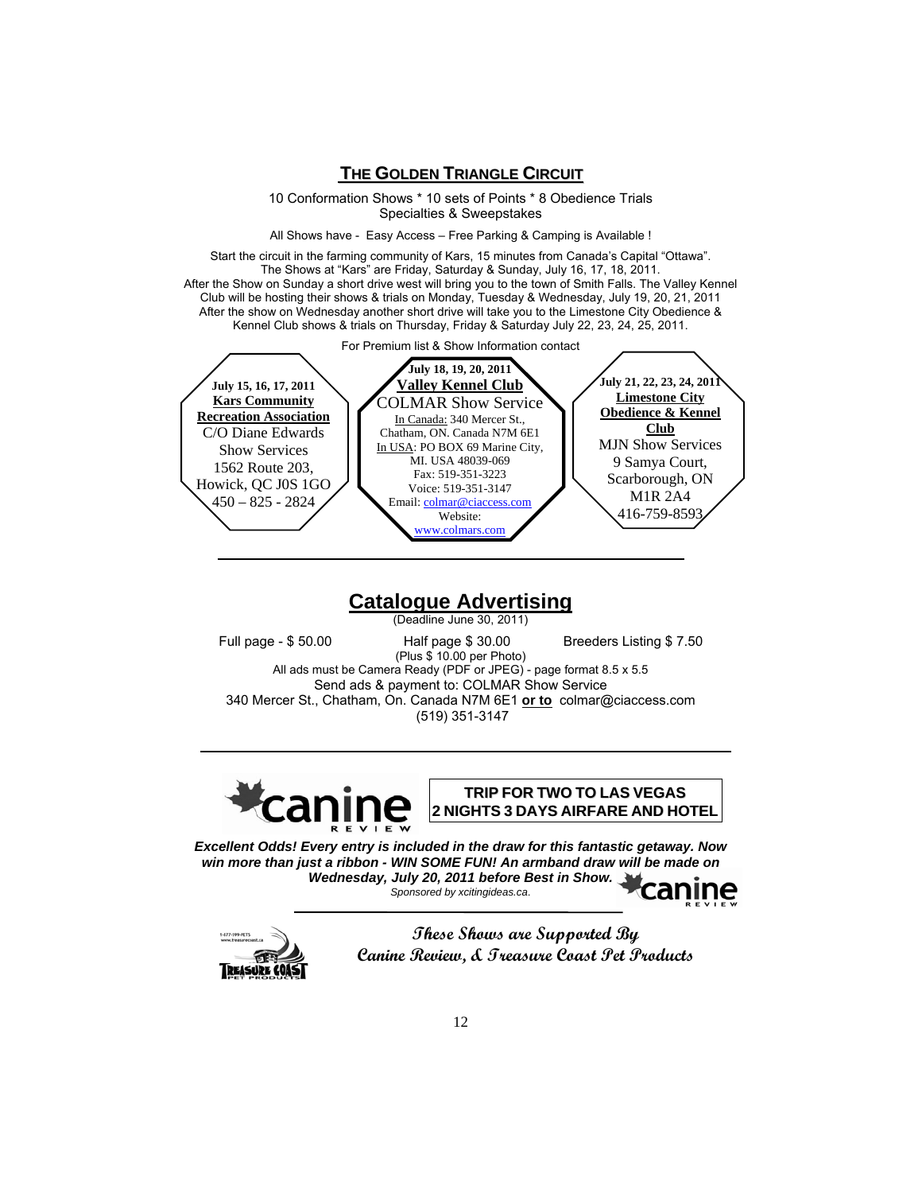## THE GOLDEN TRIANGLE CIRCUIT

10 Conformation Shows * 10 sets of Points * 8 Obedience Trials
Specialties & Sweepstakes

All Shows have - Easy Access – Free Parking & Camping is Available !

Start the circuit in the farming community of Kars, 15 minutes from Canada's Capital "Ottawa". The Shows at "Kars" are Friday, Saturday & Sunday, July 16, 17, 18, 2011. After the Show on Sunday a short drive west will bring you to the town of Smith Falls. The Valley Kennel Club will be hosting their shows & trials on Monday, Tuesday & Wednesday, July 19, 20, 21, 2011 After the show on Wednesday another short drive will take you to the Limestone City Obedience & Kennel Club shows & trials on Thursday, Friday & Saturday July 22, 23, 24, 25, 2011.

For Premium list & Show Information contact

**July 15, 16, 17, 2011**
**Kars Community Recreation Association**
C/O Diane Edwards
Show Services
1562 Route 203,
Howick, QC J0S 1GO
450 – 825 - 2824

**July 18, 19, 20, 2011**
**Valley Kennel Club**
COLMAR Show Service
In Canada: 340 Mercer St., Chatham, ON. Canada N7M 6E1
In USA: PO BOX 69 Marine City, MI. USA 48039-069
Fax: 519-351-3223
Voice: 519-351-3147
Email: colmar@ciaccess.com
Website: www.colmars.com

**July 21, 22, 23, 24, 2011**
**Limestone City Obedience & Kennel Club**
MJN Show Services
9 Samya Court,
Scarborough, ON
M1R 2A4
416-759-8593

---

## Catalogue Advertising

(Deadline June 30, 2011)

Full page - $ 50.00 Half page $ 30.00 Breeders Listing $ 7.50
(Plus $ 10.00 per Photo)

All ads must be Camera Ready (PDF or JPEG) - page format 8.5 x 5.5
Send ads & payment to: COLMAR Show Service
340 Mercer St., Chatham, On. Canada N7M 6E1 **or to** colmar@ciaccess.com
(519) 351-3147

---

canine REVIEW

**TRIP FOR TWO TO LAS VEGAS**
**2 NIGHTS 3 DAYS AIRFARE AND HOTEL**

***Excellent Odds! Every entry is included in the draw for this fantastic getaway. Now win more than just a ribbon - WIN SOME FUN! An armband draw will be made on Wednesday, July 20, 2011 before Best in Show.***

*Sponsored by xcitingideas.ca.*

---

*These Shows are Supported By*
*Canine Review, & Treasure Coast Pet Products*